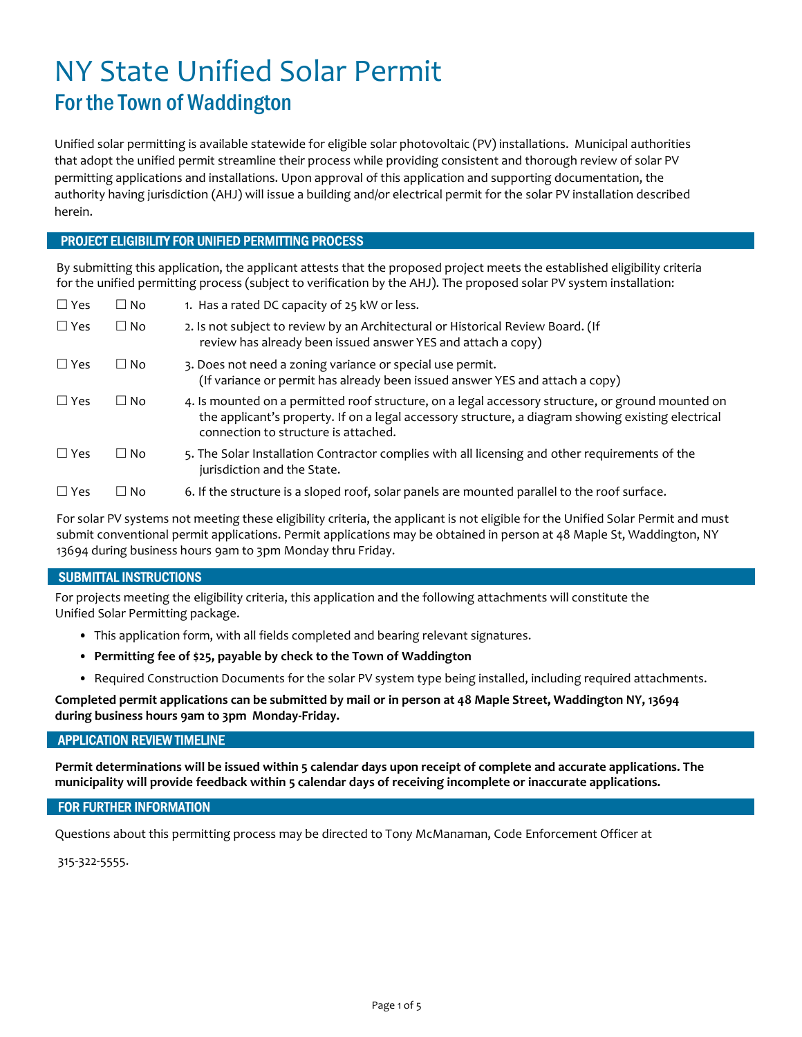# NY State Unified Solar Permit

## For the Town of Waddington

Unified solar permitting is available statewide for eligible solar photovoltaic (PV) installations. Municipal authorities that adopt the unified permit streamline their process while providing consistent and thorough review of solar PV permitting applications and installations. Upon approval of this application and supporting documentation, the authority having jurisdiction (AHJ) will issue a building and/or electrical permit for the solar PV installation described herein.

### PROJECT ELIGIBILITY FOR UNIFIED PERMITTING PROCESS

By submitting this application, the applicant attests that the proposed project meets the established eligibility criteria for the unified permitting process (subject to verification by the AHJ). The proposed solar PV system installation:

| Yes | No | Criterion |
|---|---|---|
| ☐ Yes | ☐ No | 1. Has a rated DC capacity of 25 kW or less. |
| ☐ Yes | ☐ No | 2. Is not subject to review by an Architectural or Historical Review Board. (If review has already been issued answer YES and attach a copy) |
| ☐ Yes | ☐ No | 3. Does not need a zoning variance or special use permit. (If variance or permit has already been issued answer YES and attach a copy) |
| ☐ Yes | ☐ No | 4. Is mounted on a permitted roof structure, on a legal accessory structure, or ground mounted on the applicant's property. If on a legal accessory structure, a diagram showing existing electrical connection to structure is attached. |
| ☐ Yes | ☐ No | 5. The Solar Installation Contractor complies with all licensing and other requirements of the jurisdiction and the State. |
| ☐ Yes | ☐ No | 6. If the structure is a sloped roof, solar panels are mounted parallel to the roof surface. |

For solar PV systems not meeting these eligibility criteria, the applicant is not eligible for the Unified Solar Permit and must submit conventional permit applications. Permit applications may be obtained in person at 48 Maple St, Waddington, NY 13694 during business hours 9am to 3pm Monday thru Friday.

### SUBMITTAL INSTRUCTIONS

For projects meeting the eligibility criteria, this application and the following attachments will constitute the Unified Solar Permitting package.

- This application form, with all fields completed and bearing relevant signatures.
- **Permitting fee of $25, payable by check to the Town of Waddington**
- Required Construction Documents for the solar PV system type being installed, including required attachments.

**Completed permit applications can be submitted by mail or in person at 48 Maple Street, Waddington NY, 13694 during business hours 9am to 3pm Monday-Friday.**

### APPLICATION REVIEW TIMELINE

**Permit determinations will be issued within 5 calendar days upon receipt of complete and accurate applications. The municipality will provide feedback within 5 calendar days of receiving incomplete or inaccurate applications.**

### FOR FURTHER INFORMATION

Questions about this permitting process may be directed to Tony McManaman, Code Enforcement Officer at

315-322-5555.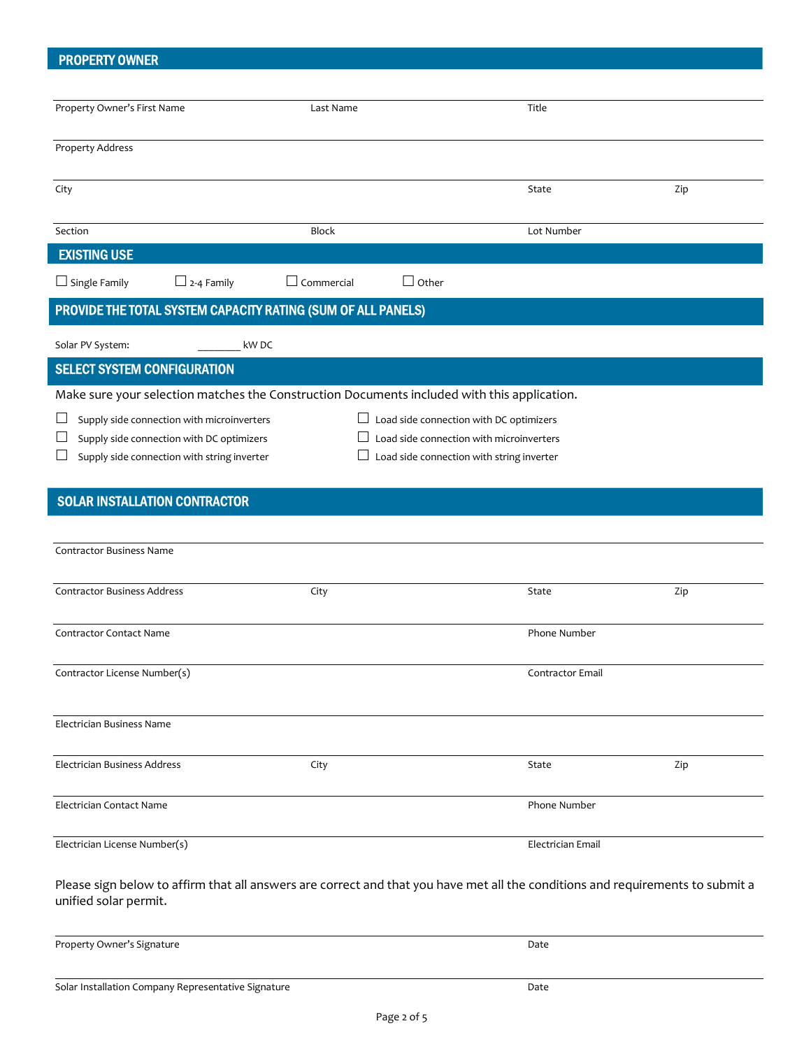## PROPERTY OWNER

| Property Owner's First Name | Last Name | Title | |
|---|---|---|---|
| Property Address | | | |
| City | | State | Zip |
| Section | Block | Lot Number | |

## EXISTING USE

☐ Single Family ☐ 2-4 Family ☐ Commercial ☐ Other

## PROVIDE THE TOTAL SYSTEM CAPACITY RATING (SUM OF ALL PANELS)

Solar PV System: ________ kW DC

## SELECT SYSTEM CONFIGURATION

Make sure your selection matches the Construction Documents included with this application.

- ☐ Supply side connection with microinverters
- ☐ Supply side connection with DC optimizers
- ☐ Supply side connection with string inverter
- ☐ Load side connection with DC optimizers
- ☐ Load side connection with microinverters
- ☐ Load side connection with string inverter

## SOLAR INSTALLATION CONTRACTOR

| Contractor Business Name | | | |
|---|---|---|---|
| Contractor Business Address | City | State | Zip |
| Contractor Contact Name | | Phone Number | |
| Contractor License Number(s) | | Contractor Email | |
| Electrician Business Name | | | |
| Electrician Business Address | City | State | Zip |
| Electrician Contact Name | | Phone Number | |
| Electrician License Number(s) | | Electrician Email | |

Please sign below to affirm that all answers are correct and that you have met all the conditions and requirements to submit a unified solar permit.

| Property Owner's Signature | Date |
|---|---|
| Solar Installation Company Representative Signature | Date |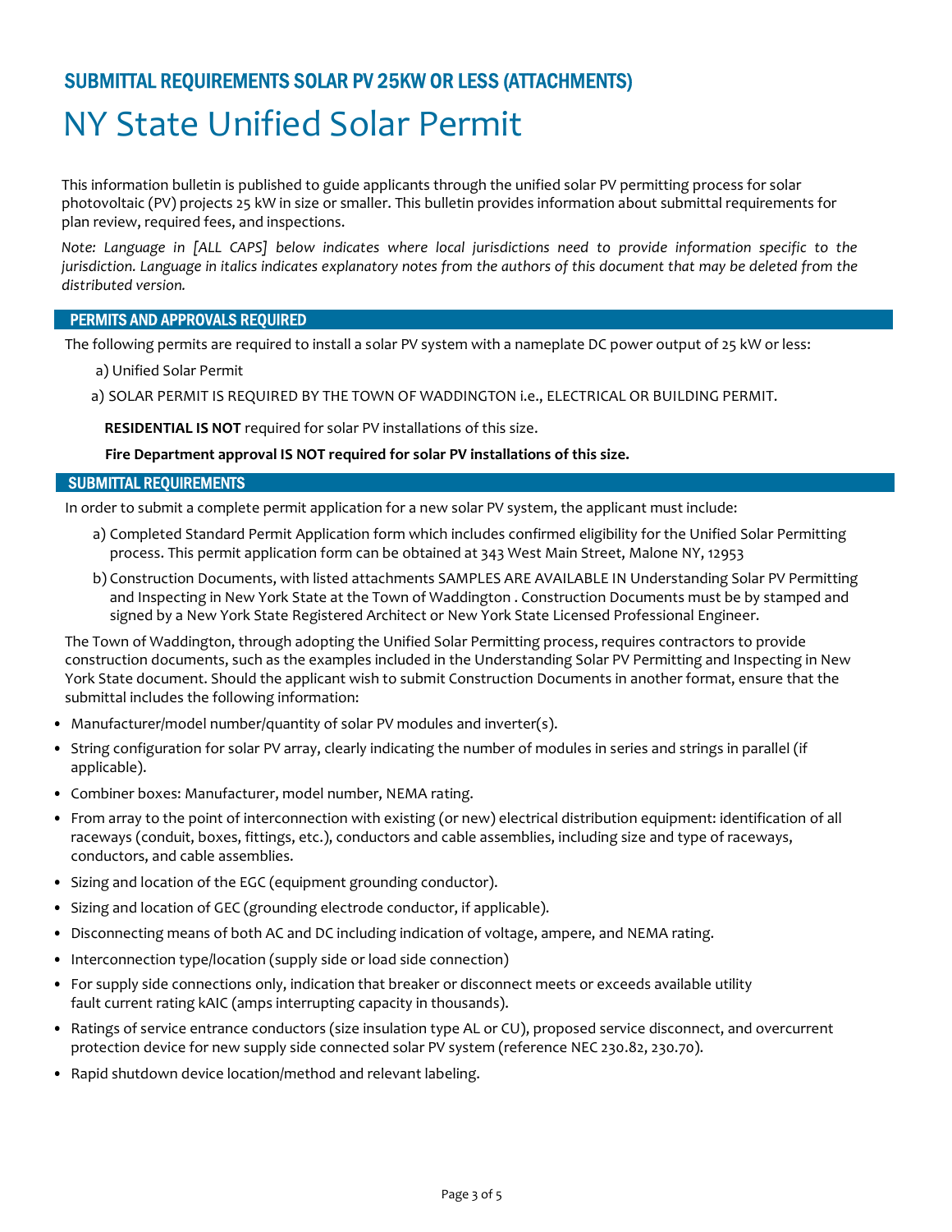## SUBMITTAL REQUIREMENTS SOLAR PV 25KW OR LESS (ATTACHMENTS)

# NY State Unified Solar Permit

This information bulletin is published to guide applicants through the unified solar PV permitting process for solar photovoltaic (PV) projects 25 kW in size or smaller. This bulletin provides information about submittal requirements for plan review, required fees, and inspections.

*Note: Language in [ALL CAPS] below indicates where local jurisdictions need to provide information specific to the jurisdiction. Language in italics indicates explanatory notes from the authors of this document that may be deleted from the distributed version.*

### PERMITS AND APPROVALS REQUIRED

The following permits are required to install a solar PV system with a nameplate DC power output of 25 kW or less:

a) Unified Solar Permit

a) SOLAR PERMIT IS REQUIRED BY THE TOWN OF WADDINGTON i.e., ELECTRICAL OR BUILDING PERMIT.

**RESIDENTIAL IS NOT** required for solar PV installations of this size.

**Fire Department approval IS NOT required for solar PV installations of this size.**

### SUBMITTAL REQUIREMENTS

In order to submit a complete permit application for a new solar PV system, the applicant must include:

a) Completed Standard Permit Application form which includes confirmed eligibility for the Unified Solar Permitting process. This permit application form can be obtained at 343 West Main Street, Malone NY, 12953

b) Construction Documents, with listed attachments SAMPLES ARE AVAILABLE IN Understanding Solar PV Permitting and Inspecting in New York State at the Town of Waddington . Construction Documents must be by stamped and signed by a New York State Registered Architect or New York State Licensed Professional Engineer.

The Town of Waddington, through adopting the Unified Solar Permitting process, requires contractors to provide construction documents, such as the examples included in the Understanding Solar PV Permitting and Inspecting in New York State document. Should the applicant wish to submit Construction Documents in another format, ensure that the submittal includes the following information:

- Manufacturer/model number/quantity of solar PV modules and inverter(s).
- String configuration for solar PV array, clearly indicating the number of modules in series and strings in parallel (if applicable).
- Combiner boxes: Manufacturer, model number, NEMA rating.
- From array to the point of interconnection with existing (or new) electrical distribution equipment: identification of all raceways (conduit, boxes, fittings, etc.), conductors and cable assemblies, including size and type of raceways, conductors, and cable assemblies.
- Sizing and location of the EGC (equipment grounding conductor).
- Sizing and location of GEC (grounding electrode conductor, if applicable).
- Disconnecting means of both AC and DC including indication of voltage, ampere, and NEMA rating.
- Interconnection type/location (supply side or load side connection)
- For supply side connections only, indication that breaker or disconnect meets or exceeds available utility fault current rating kAIC (amps interrupting capacity in thousands).
- Ratings of service entrance conductors (size insulation type AL or CU), proposed service disconnect, and overcurrent protection device for new supply side connected solar PV system (reference NEC 230.82, 230.70).
- Rapid shutdown device location/method and relevant labeling.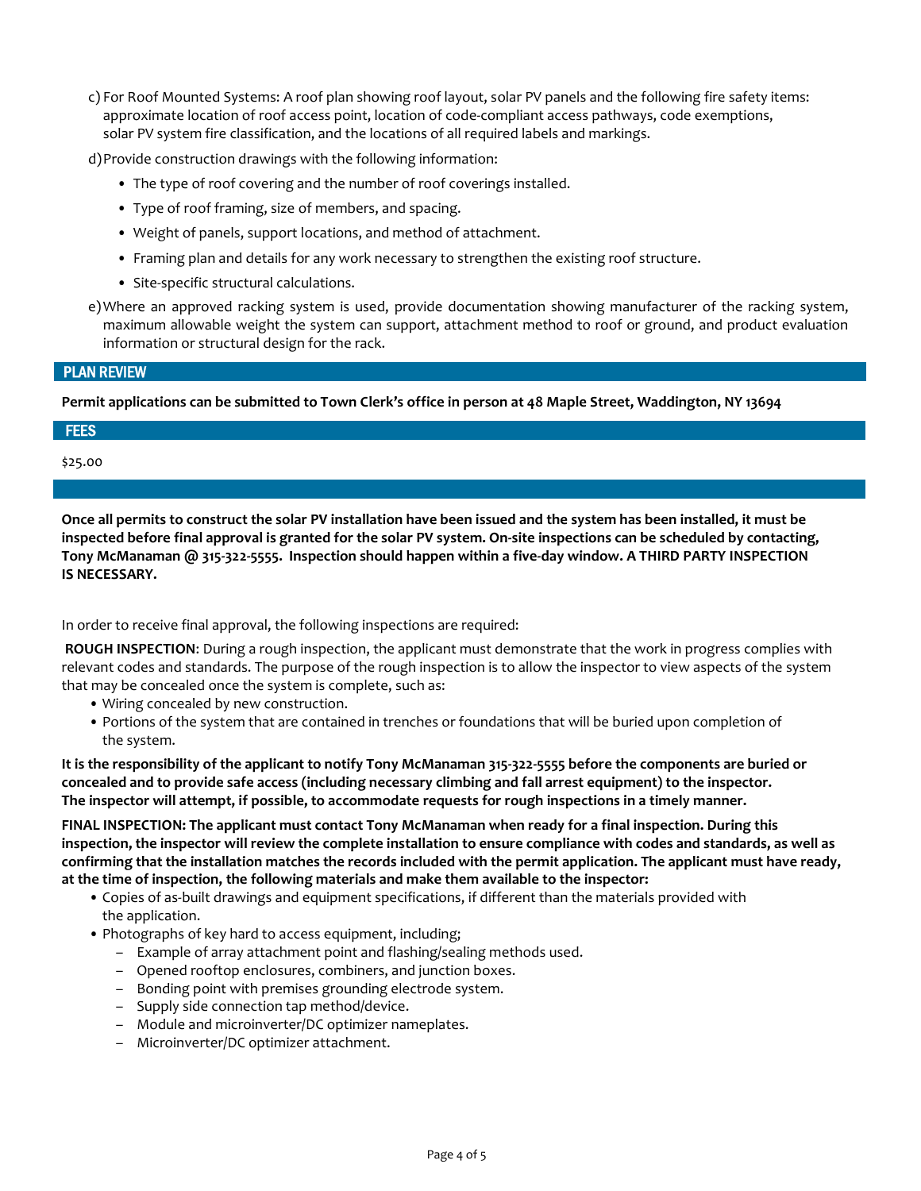c) For Roof Mounted Systems: A roof plan showing roof layout, solar PV panels and the following fire safety items: approximate location of roof access point, location of code-compliant access pathways, code exemptions, solar PV system fire classification, and the locations of all required labels and markings.

d) Provide construction drawings with the following information:

- The type of roof covering and the number of roof coverings installed.
- Type of roof framing, size of members, and spacing.
- Weight of panels, support locations, and method of attachment.
- Framing plan and details for any work necessary to strengthen the existing roof structure.
- Site-specific structural calculations.

e) Where an approved racking system is used, provide documentation showing manufacturer of the racking system, maximum allowable weight the system can support, attachment method to roof or ground, and product evaluation information or structural design for the rack.

## PLAN REVIEW

**Permit applications can be submitted to Town Clerk's office in person at 48 Maple Street, Waddington, NY 13694**

## FEES

$25.00

**Once all permits to construct the solar PV installation have been issued and the system has been installed, it must be inspected before final approval is granted for the solar PV system. On-site inspections can be scheduled by contacting, Tony McManaman @ 315-322-5555. Inspection should happen within a five-day window. A THIRD PARTY INSPECTION IS NECESSARY.**

In order to receive final approval, the following inspections are required:

**ROUGH INSPECTION**: During a rough inspection, the applicant must demonstrate that the work in progress complies with relevant codes and standards. The purpose of the rough inspection is to allow the inspector to view aspects of the system that may be concealed once the system is complete, such as:

- Wiring concealed by new construction.
- Portions of the system that are contained in trenches or foundations that will be buried upon completion of the system.

**It is the responsibility of the applicant to notify Tony McManaman 315-322-5555 before the components are buried or concealed and to provide safe access (including necessary climbing and fall arrest equipment) to the inspector. The inspector will attempt, if possible, to accommodate requests for rough inspections in a timely manner.**

**FINAL INSPECTION: The applicant must contact Tony McManaman when ready for a final inspection. During this inspection, the inspector will review the complete installation to ensure compliance with codes and standards, as well as confirming that the installation matches the records included with the permit application. The applicant must have ready, at the time of inspection, the following materials and make them available to the inspector:**

- Copies of as-built drawings and equipment specifications, if different than the materials provided with the application.
- Photographs of key hard to access equipment, including;
  - Example of array attachment point and flashing/sealing methods used.
  - Opened rooftop enclosures, combiners, and junction boxes.
  - Bonding point with premises grounding electrode system.
  - Supply side connection tap method/device.
  - Module and microinverter/DC optimizer nameplates.
  - Microinverter/DC optimizer attachment.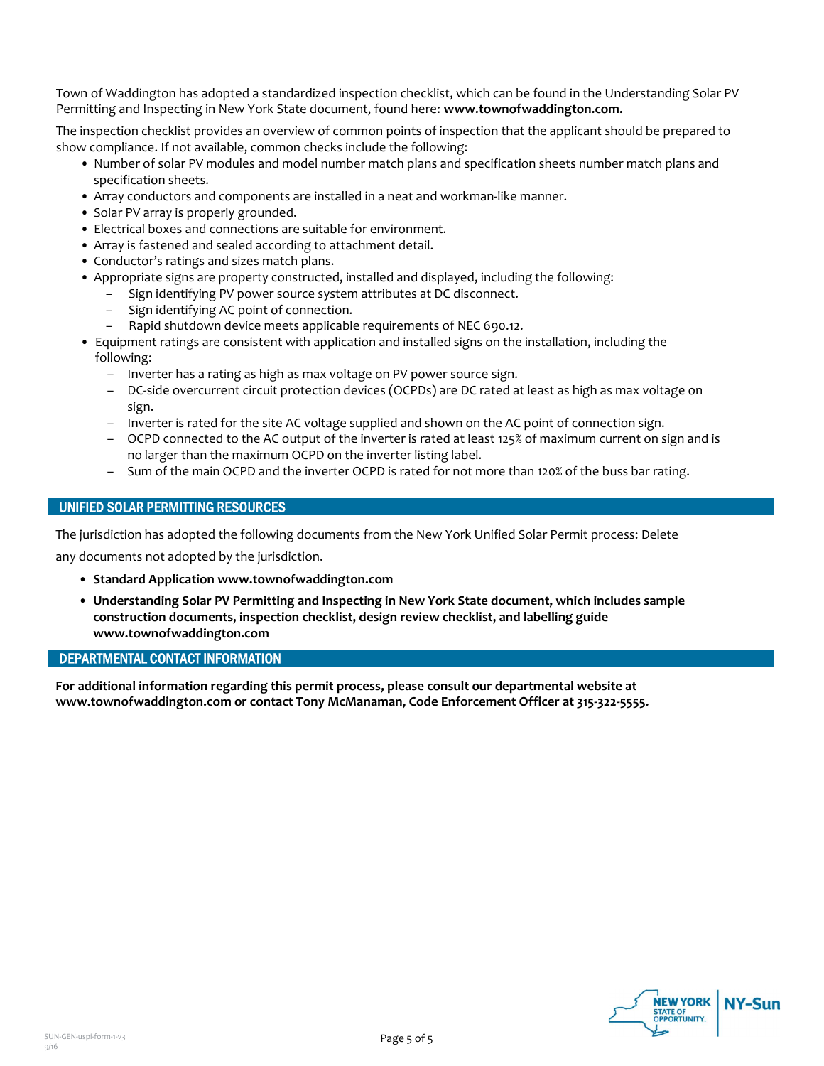Town of Waddington has adopted a standardized inspection checklist, which can be found in the Understanding Solar PV Permitting and Inspecting in New York State document, found here: **www.townofwaddington.com.**

The inspection checklist provides an overview of common points of inspection that the applicant should be prepared to show compliance. If not available, common checks include the following:

- Number of solar PV modules and model number match plans and specification sheets number match plans and specification sheets.
- Array conductors and components are installed in a neat and workman-like manner.
- Solar PV array is properly grounded.
- Electrical boxes and connections are suitable for environment.
- Array is fastened and sealed according to attachment detail.
- Conductor's ratings and sizes match plans.
- Appropriate signs are property constructed, installed and displayed, including the following:
  - Sign identifying PV power source system attributes at DC disconnect.
  - Sign identifying AC point of connection.
  - Rapid shutdown device meets applicable requirements of NEC 690.12.
- Equipment ratings are consistent with application and installed signs on the installation, including the following:
  - Inverter has a rating as high as max voltage on PV power source sign.
  - DC-side overcurrent circuit protection devices (OCPDs) are DC rated at least as high as max voltage on sign.
  - Inverter is rated for the site AC voltage supplied and shown on the AC point of connection sign.
  - OCPD connected to the AC output of the inverter is rated at least 125% of maximum current on sign and is no larger than the maximum OCPD on the inverter listing label.
  - Sum of the main OCPD and the inverter OCPD is rated for not more than 120% of the buss bar rating.

## UNIFIED SOLAR PERMITTING RESOURCES

The jurisdiction has adopted the following documents from the New York Unified Solar Permit process: Delete any documents not adopted by the jurisdiction.

- **Standard Application www.townofwaddington.com**
- **Understanding Solar PV Permitting and Inspecting in New York State document, which includes sample construction documents, inspection checklist, design review checklist, and labelling guide www.townofwaddington.com**

## DEPARTMENTAL CONTACT INFORMATION

**For additional information regarding this permit process, please consult our departmental website at www.townofwaddington.com or contact Tony McManaman, Code Enforcement Officer at 315-322-5555.**

SUN-GEN-uspi-form-1-v3
9/16